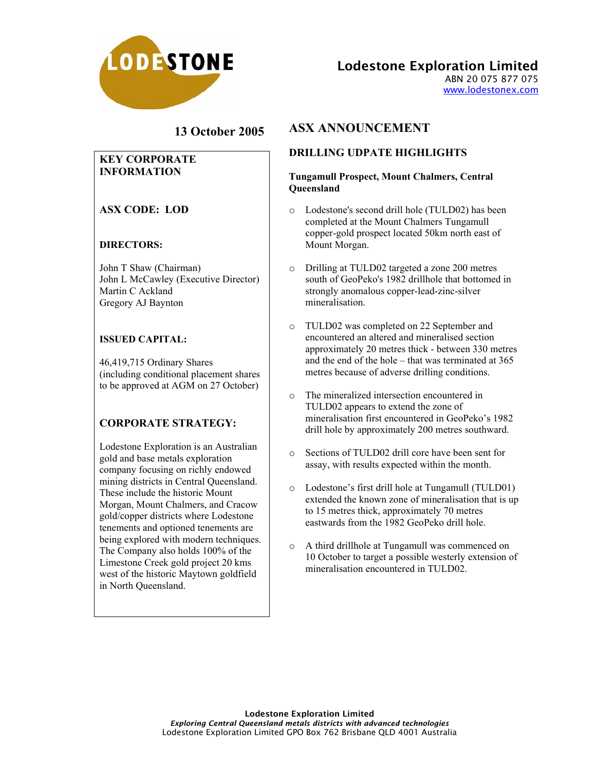LODESTONE

# Lodestone Exploration Limited

ABN 20 075 877 075
www.lodestonex.com

13 October 2005

**KEY CORPORATE INFORMATION**

**ASX CODE: LOD**

**DIRECTORS:**

John T Shaw (Chairman)
John L McCawley (Executive Director)
Martin C Ackland
Gregory AJ Baynton

**ISSUED CAPITAL:**

46,419,715 Ordinary Shares (including conditional placement shares to be approved at AGM on 27 October)

**CORPORATE STRATEGY:**

Lodestone Exploration is an Australian gold and base metals exploration company focusing on richly endowed mining districts in Central Queensland. These include the historic Mount Morgan, Mount Chalmers, and Cracow gold/copper districts where Lodestone tenements and optioned tenements are being explored with modern techniques. The Company also holds 100% of the Limestone Creek gold project 20 kms west of the historic Maytown goldfield in North Queensland.

## ASX ANNOUNCEMENT

### DRILLING UDPATE HIGHLIGHTS

**Tungamull Prospect, Mount Chalmers, Central Queensland**

- Lodestone's second drill hole (TULD02) has been completed at the Mount Chalmers Tungamull copper-gold prospect located 50km north east of Mount Morgan.
- Drilling at TULD02 targeted a zone 200 metres south of GeoPeko's 1982 drillhole that bottomed in strongly anomalous copper-lead-zinc-silver mineralisation.
- TULD02 was completed on 22 September and encountered an altered and mineralised section approximately 20 metres thick - between 330 metres and the end of the hole – that was terminated at 365 metres because of adverse drilling conditions.
- The mineralized intersection encountered in TULD02 appears to extend the zone of mineralisation first encountered in GeoPeko's 1982 drill hole by approximately 200 metres southward.
- Sections of TULD02 drill core have been sent for assay, with results expected within the month.
- Lodestone's first drill hole at Tungamull (TULD01) extended the known zone of mineralisation that is up to 15 metres thick, approximately 70 metres eastwards from the 1982 GeoPeko drill hole.
- A third drillhole at Tungamull was commenced on 10 October to target a possible westerly extension of mineralisation encountered in TULD02.

**Lodestone Exploration Limited**
***Exploring Central Queensland metals districts with advanced technologies***
Lodestone Exploration Limited GPO Box 762 Brisbane QLD 4001 Australia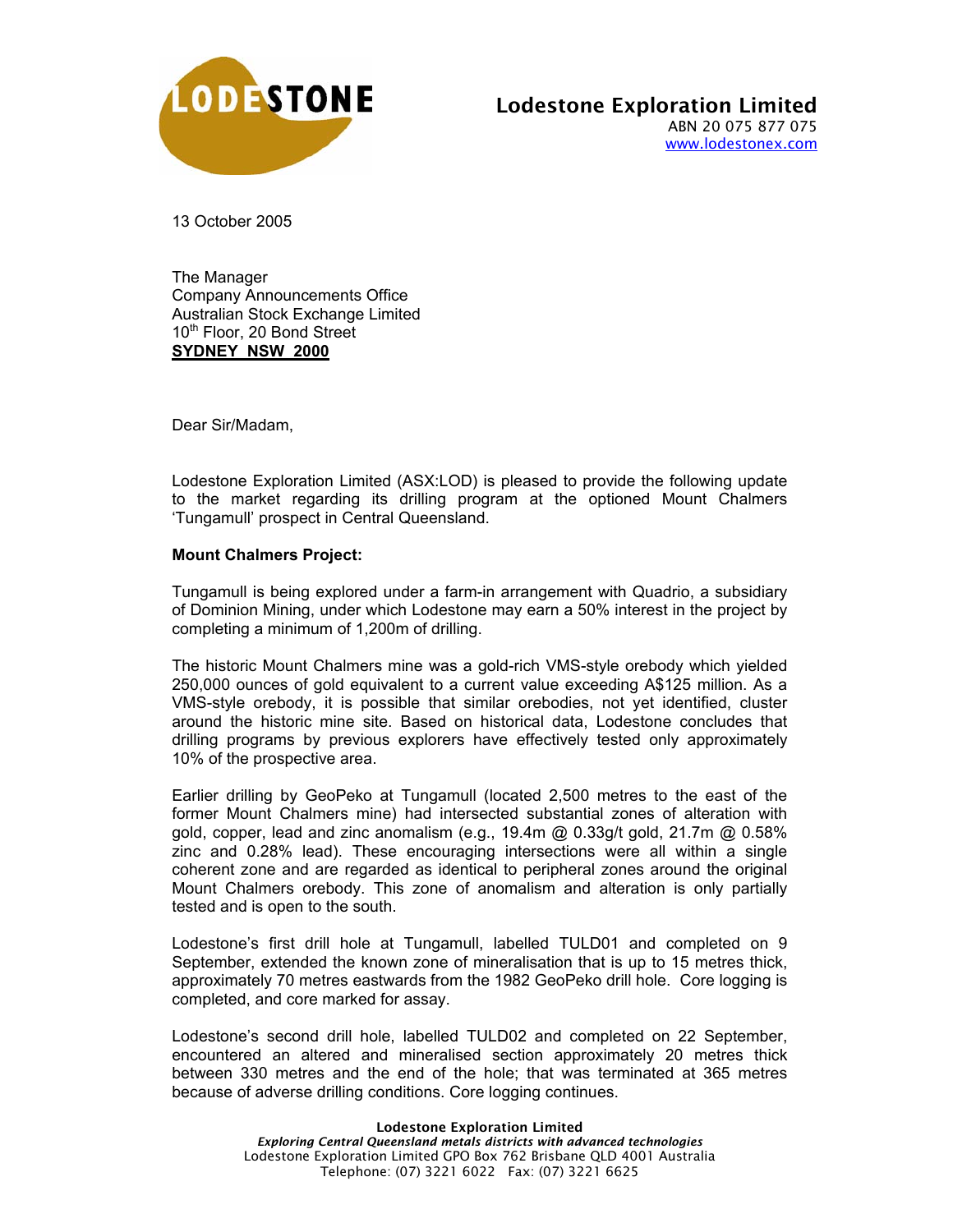Lodestone Exploration Limited

ABN 20 075 877 075

www.lodestonex.com

13 October 2005

The Manager
Company Announcements Office
Australian Stock Exchange Limited
10th Floor, 20 Bond Street
**SYDNEY NSW 2000**

Dear Sir/Madam,

Lodestone Exploration Limited (ASX:LOD) is pleased to provide the following update to the market regarding its drilling program at the optioned Mount Chalmers 'Tungamull' prospect in Central Queensland.

**Mount Chalmers Project:**

Tungamull is being explored under a farm-in arrangement with Quadrio, a subsidiary of Dominion Mining, under which Lodestone may earn a 50% interest in the project by completing a minimum of 1,200m of drilling.

The historic Mount Chalmers mine was a gold-rich VMS-style orebody which yielded 250,000 ounces of gold equivalent to a current value exceeding A$125 million. As a VMS-style orebody, it is possible that similar orebodies, not yet identified, cluster around the historic mine site. Based on historical data, Lodestone concludes that drilling programs by previous explorers have effectively tested only approximately 10% of the prospective area.

Earlier drilling by GeoPeko at Tungamull (located 2,500 metres to the east of the former Mount Chalmers mine) had intersected substantial zones of alteration with gold, copper, lead and zinc anomalism (e.g., 19.4m @ 0.33g/t gold, 21.7m @ 0.58% zinc and 0.28% lead). These encouraging intersections were all within a single coherent zone and are regarded as identical to peripheral zones around the original Mount Chalmers orebody. This zone of anomalism and alteration is only partially tested and is open to the south.

Lodestone's first drill hole at Tungamull, labelled TULD01 and completed on 9 September, extended the known zone of mineralisation that is up to 15 metres thick, approximately 70 metres eastwards from the 1982 GeoPeko drill hole. Core logging is completed, and core marked for assay.

Lodestone's second drill hole, labelled TULD02 and completed on 22 September, encountered an altered and mineralised section approximately 20 metres thick between 330 metres and the end of the hole; that was terminated at 365 metres because of adverse drilling conditions. Core logging continues.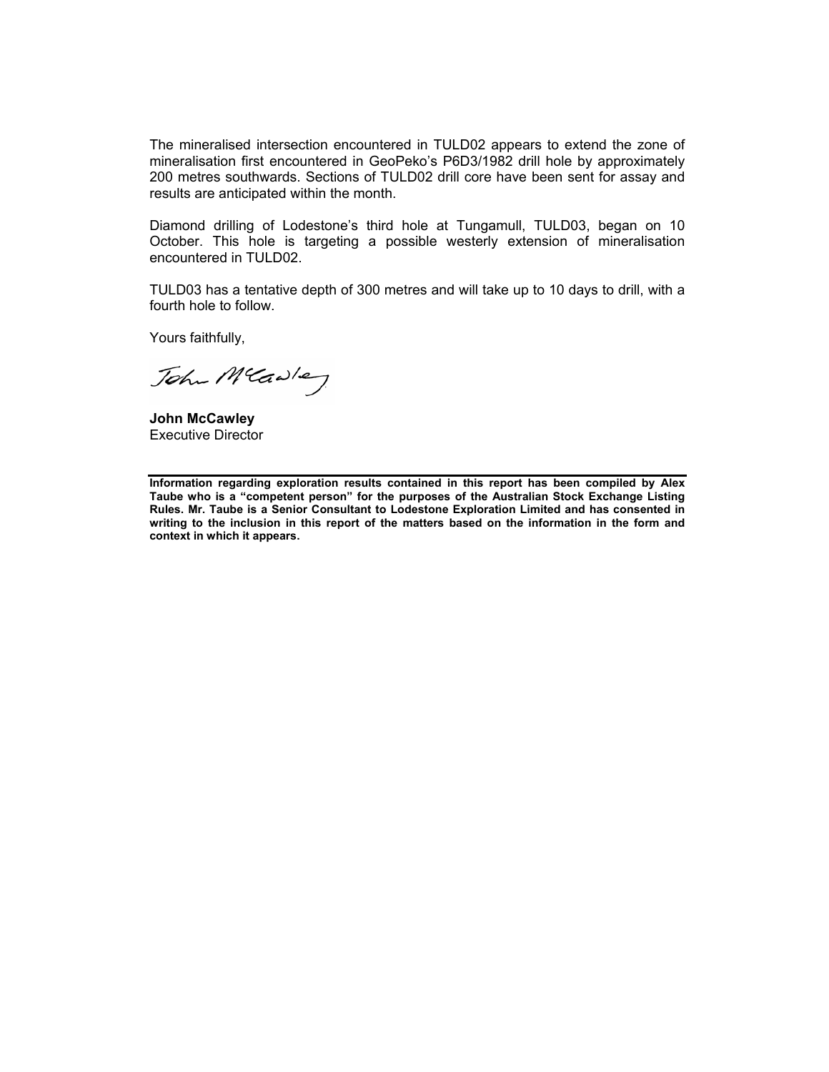The mineralised intersection encountered in TULD02 appears to extend the zone of mineralisation first encountered in GeoPeko's P6D3/1982 drill hole by approximately 200 metres southwards. Sections of TULD02 drill core have been sent for assay and results are anticipated within the month.

Diamond drilling of Lodestone's third hole at Tungamull, TULD03, began on 10 October. This hole is targeting a possible westerly extension of mineralisation encountered in TULD02.

TULD03 has a tentative depth of 300 metres and will take up to 10 days to drill, with a fourth hole to follow.

Yours faithfully,

**John McCawley**
Executive Director

---

**Information regarding exploration results contained in this report has been compiled by Alex Taube who is a "competent person" for the purposes of the Australian Stock Exchange Listing Rules. Mr. Taube is a Senior Consultant to Lodestone Exploration Limited and has consented in writing to the inclusion in this report of the matters based on the information in the form and context in which it appears.**